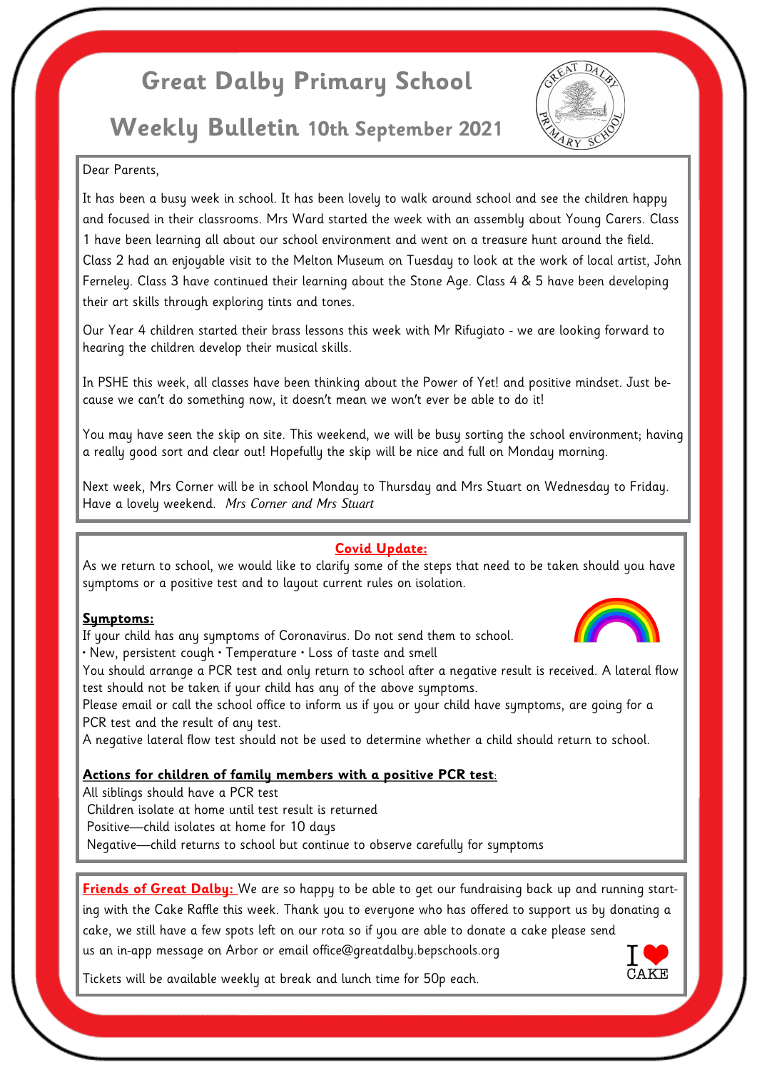# Great Dalby Primary School

## Weekly Bulletin 10th September 2021

Dear Parents,

It has been a busy week in school. It has been lovely to walk around school and see the children happy and focused in their classrooms. Mrs Ward started the week with an assembly about Young Carers. Class 1 have been learning all about our school environment and went on a treasure hunt around the field. Class 2 had an enjoyable visit to the Melton Museum on Tuesday to look at the work of local artist, John Ferneley. Class 3 have continued their learning about the Stone Age. Class 4 & 5 have been developing their art skills through exploring tints and tones.

Our Year 4 children started their brass lessons this week with Mr Rifugiato - we are looking forward to hearing the children develop their musical skills.

In PSHE this week, all classes have been thinking about the Power of Yet! and positive mindset. Just because we can't do something now, it doesn't mean we won't ever be able to do it!

You may have seen the skip on site. This weekend, we will be busy sorting the school environment; having a really good sort and clear out! Hopefully the skip will be nice and full on Monday morning.

Next week, Mrs Corner will be in school Monday to Thursday and Mrs Stuart on Wednesday to Friday. Have a lovely weekend. *Mrs Corner and Mrs Stuart*

**Covid Update:**

As we return to school, we would like to clarify some of the steps that need to be taken should you have symptoms or a positive test and to layout current rules on isolation.

**Symptoms:**

If your child has any symptoms of Coronavirus. Do not send them to school.

• New, persistent cough • Temperature • Loss of taste and smell

You should arrange a PCR test and only return to school after a negative result is received. A lateral flow test should not be taken if your child has any of the above symptoms.

Please email or call the school office to inform us if you or your child have symptoms, are going for a PCR test and the result of any test.

A negative lateral flow test should not be used to determine whether a child should return to school.

**Actions for children of family members with a positive PCR test:**

All siblings should have a PCR test

Children isolate at home until test result is returned

Positive—child isolates at home for 10 days

Negative—child returns to school but continue to observe carefully for symptoms

**Friends of Great Dalby:** We are so happy to be able to get our fundraising back up and running starting with the Cake Raffle this week. Thank you to everyone who has offered to support us by donating a cake, we still have a few spots left on our rota so if you are able to donate a cake please send us an in-app message on Arbor or email office@greatdalby.bepschools.org

Tickets will be available weekly at break and lunch time for 50p each.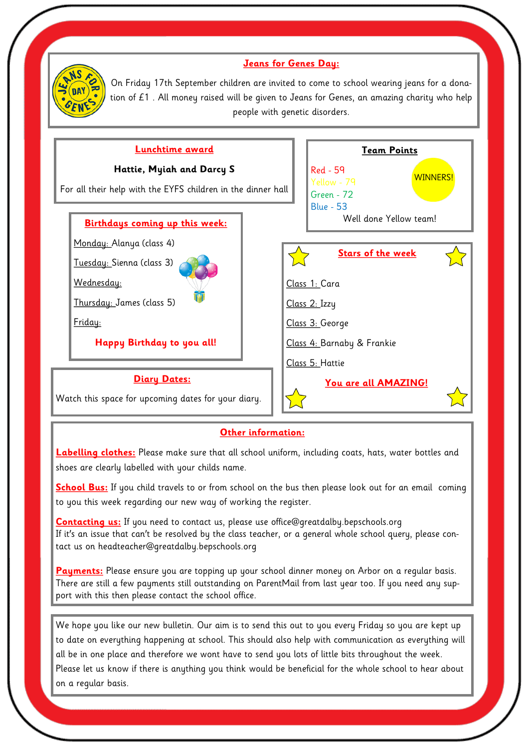## Jeans for Genes Day:

On Friday 17th September children are invited to come to school wearing jeans for a donation of £1 . All money raised will be given to Jeans for Genes, an amazing charity who help people with genetic disorders.

## Lunchtime award

**Hattie, Myiah and Darcy S**

For all their help with the EYFS children in the dinner hall

## Team Points

Red - 59
Yellow - 79
Green - 72
Blue - 53

WINNERS!

Well done Yellow team!

## Birthdays coming up this week:

Monday: Alanya (class 4)

Tuesday: Sienna (class 3)

Wednesday:

Thursday: James (class 5)

Friday:

**Happy Birthday to you all!**

## Stars of the week

Class 1: Cara

Class 2: Izzy

Class 3: George

Class 4: Barnaby & Frankie

Class 5: Hattie

**You are all AMAZING!**

## Diary Dates:

Watch this space for upcoming dates for your diary.

## Other information:

**Labelling clothes:** Please make sure that all school uniform, including coats, hats, water bottles and shoes are clearly labelled with your childs name.

**School Bus:** If you child travels to or from school on the bus then please look out for an email coming to you this week regarding our new way of working the register.

**Contacting us:** If you need to contact us, please use office@greatdalby.bepschools.org
If it's an issue that can't be resolved by the class teacher, or a general whole school query, please contact us on headteacher@greatdalby.bepschools.org

**Payments:** Please ensure you are topping up your school dinner money on Arbor on a regular basis. There are still a few payments still outstanding on ParentMail from last year too. If you need any support with this then please contact the school office.

We hope you like our new bulletin. Our aim is to send this out to you every Friday so you are kept up to date on everything happening at school. This should also help with communication as everything will all be in one place and therefore we wont have to send you lots of little bits throughout the week. Please let us know if there is anything you think would be beneficial for the whole school to hear about on a regular basis.